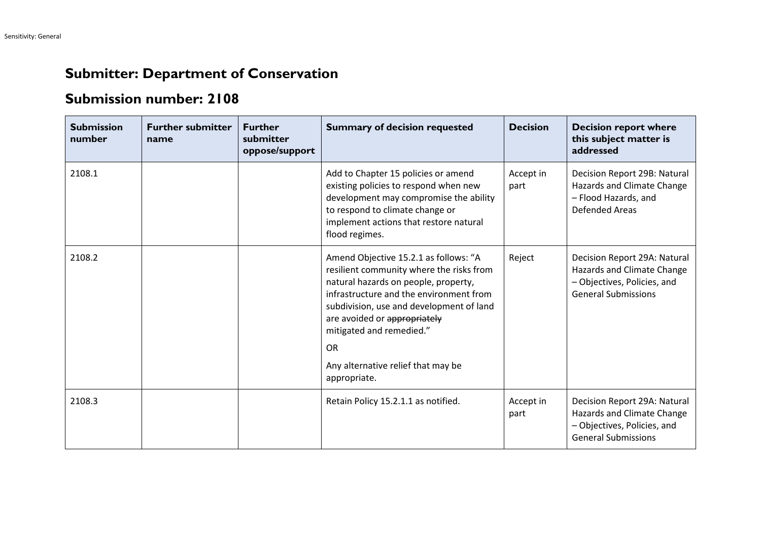## Submitter: Department of Conservation

## Submission number: 2108

| Submission number | Further submitter name | Further submitter oppose/support | Summary of decision requested | Decision | Decision report where this subject matter is addressed |
|---|---|---|---|---|---|
| 2108.1 | | | Add to Chapter 15 policies or amend existing policies to respond when new development may compromise the ability to respond to climate change or implement actions that restore natural flood regimes. | Accept in part | Decision Report 29B: Natural Hazards and Climate Change – Flood Hazards, and Defended Areas |
| 2108.2 | | | Amend Objective 15.2.1 as follows: "A resilient community where the risks from natural hazards on people, property, infrastructure and the environment from subdivision, use and development of land are avoided or ~~appropriately~~ mitigated and remedied."<br>OR<br>Any alternative relief that may be appropriate. | Reject | Decision Report 29A: Natural Hazards and Climate Change – Objectives, Policies, and General Submissions |
| 2108.3 | | | Retain Policy 15.2.1.1 as notified. | Accept in part | Decision Report 29A: Natural Hazards and Climate Change – Objectives, Policies, and General Submissions |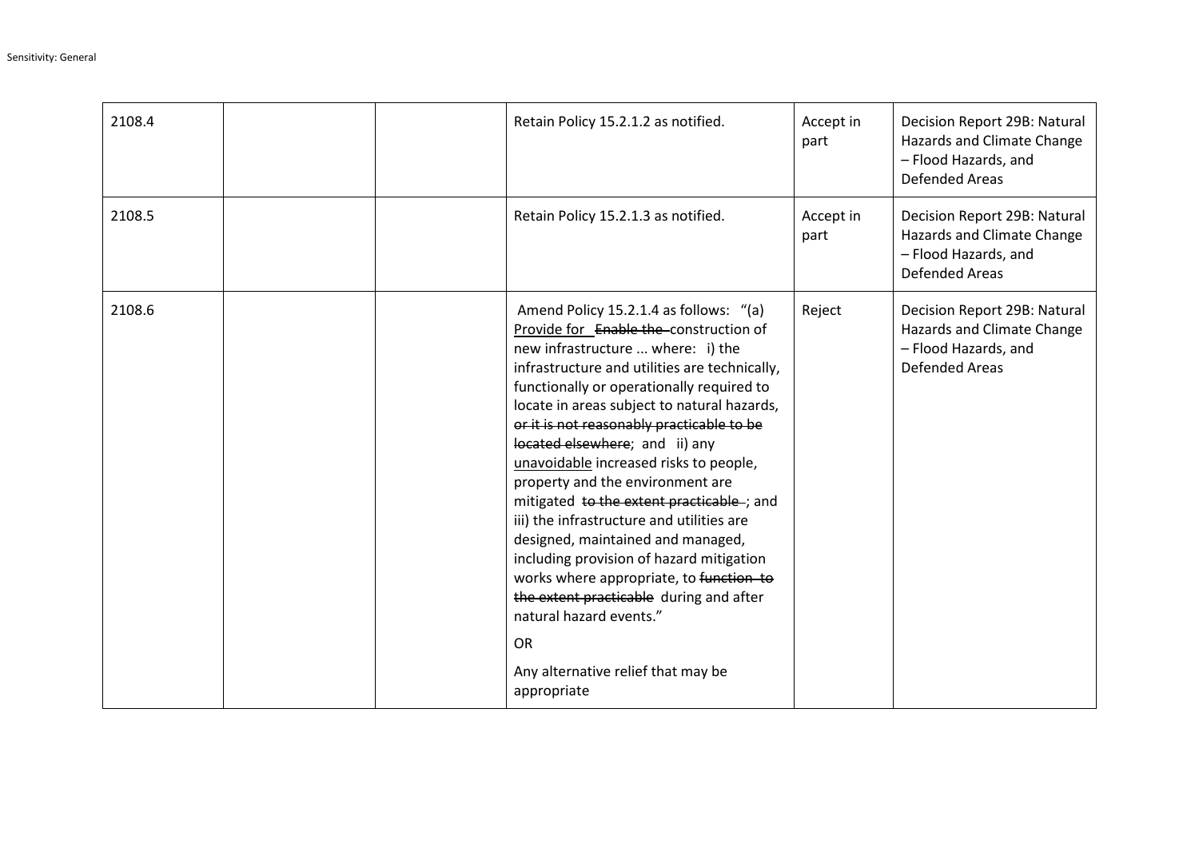| | | | | | |
|---|---|---|---|---|---|
| 2108.4 | | | Retain Policy 15.2.1.2 as notified. | Accept in part | Decision Report 29B: Natural Hazards and Climate Change – Flood Hazards, and Defended Areas |
| 2108.5 | | | Retain Policy 15.2.1.3 as notified. | Accept in part | Decision Report 29B: Natural Hazards and Climate Change – Flood Hazards, and Defended Areas |
| 2108.6 | | | Amend Policy 15.2.1.4 as follows: "(a) <u>Provide for</u> ~~Enable the~~ construction of new infrastructure ... where: i) the infrastructure and utilities are technically, functionally or operationally required to locate in areas subject to natural hazards, ~~or it is not reasonably practicable to be located elsewhere~~; and ii) any <u>unavoidable</u> increased risks to people, property and the environment are mitigated ~~to the extent practicable~~; and iii) the infrastructure and utilities are designed, maintained and managed, including provision of hazard mitigation works where appropriate, to ~~function to the extent practicable~~ during and after natural hazard events."<br><br>OR<br><br>Any alternative relief that may be appropriate | Reject | Decision Report 29B: Natural Hazards and Climate Change – Flood Hazards, and Defended Areas |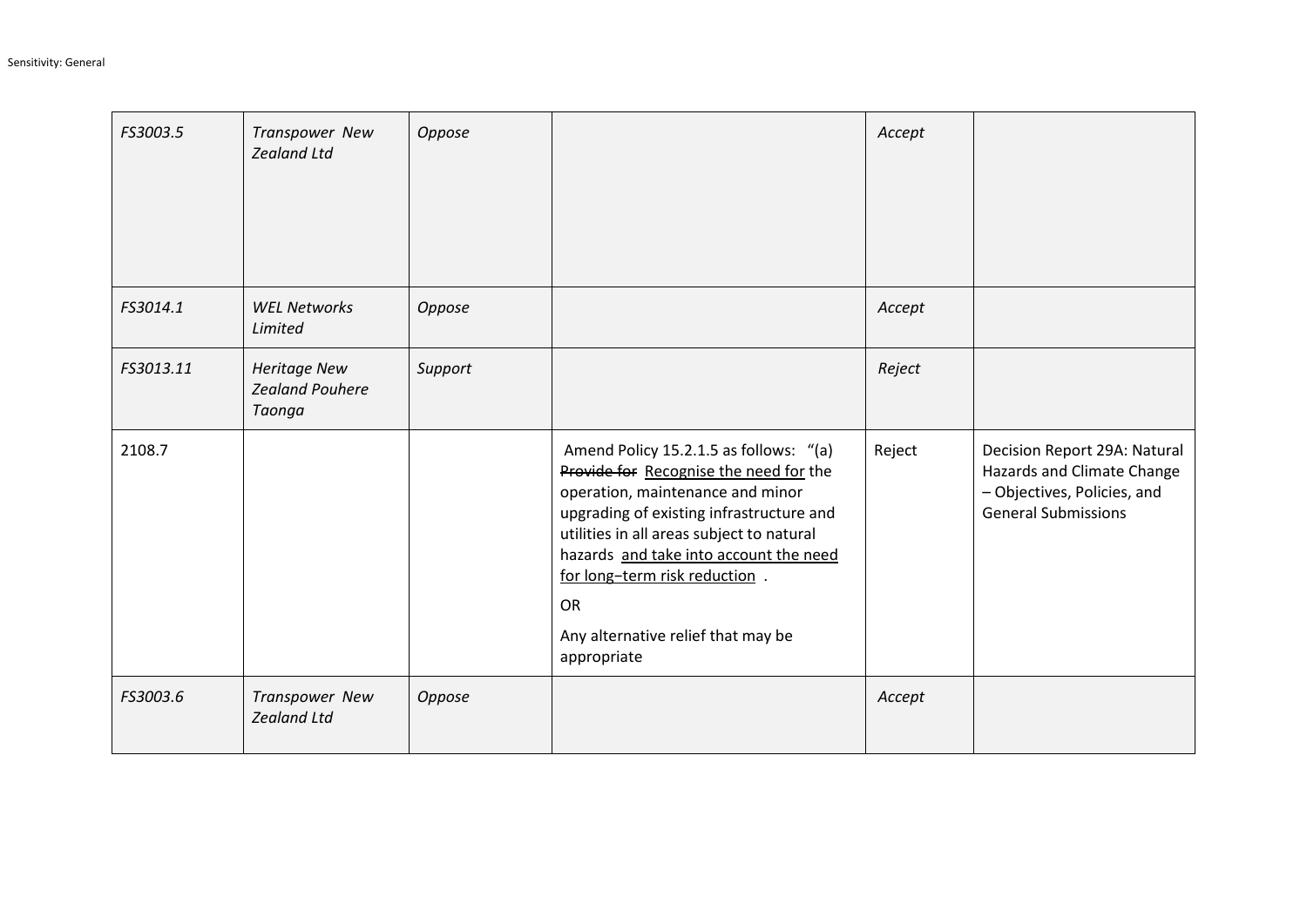| | | | | | |
|---|---|---|---|---|---|
| *FS3003.5* | *Transpower New Zealand Ltd* | *Oppose* | | *Accept* | |
| *FS3014.1* | *WEL Networks Limited* | *Oppose* | | *Accept* | |
| *FS3013.11* | *Heritage New Zealand Pouhere Taonga* | *Support* | | *Reject* | |
| 2108.7 | | | Amend Policy 15.2.1.5 as follows: "(a) ~~Provide for~~ <u>Recognise the need for</u> the operation, maintenance and minor upgrading of existing infrastructure and utilities in all areas subject to natural hazards <u>and take into account the need for long−term risk reduction</u> .<br><br>OR<br><br>Any alternative relief that may be appropriate | Reject | Decision Report 29A: Natural Hazards and Climate Change – Objectives, Policies, and General Submissions |
| *FS3003.6* | *Transpower New Zealand Ltd* | *Oppose* | | *Accept* | |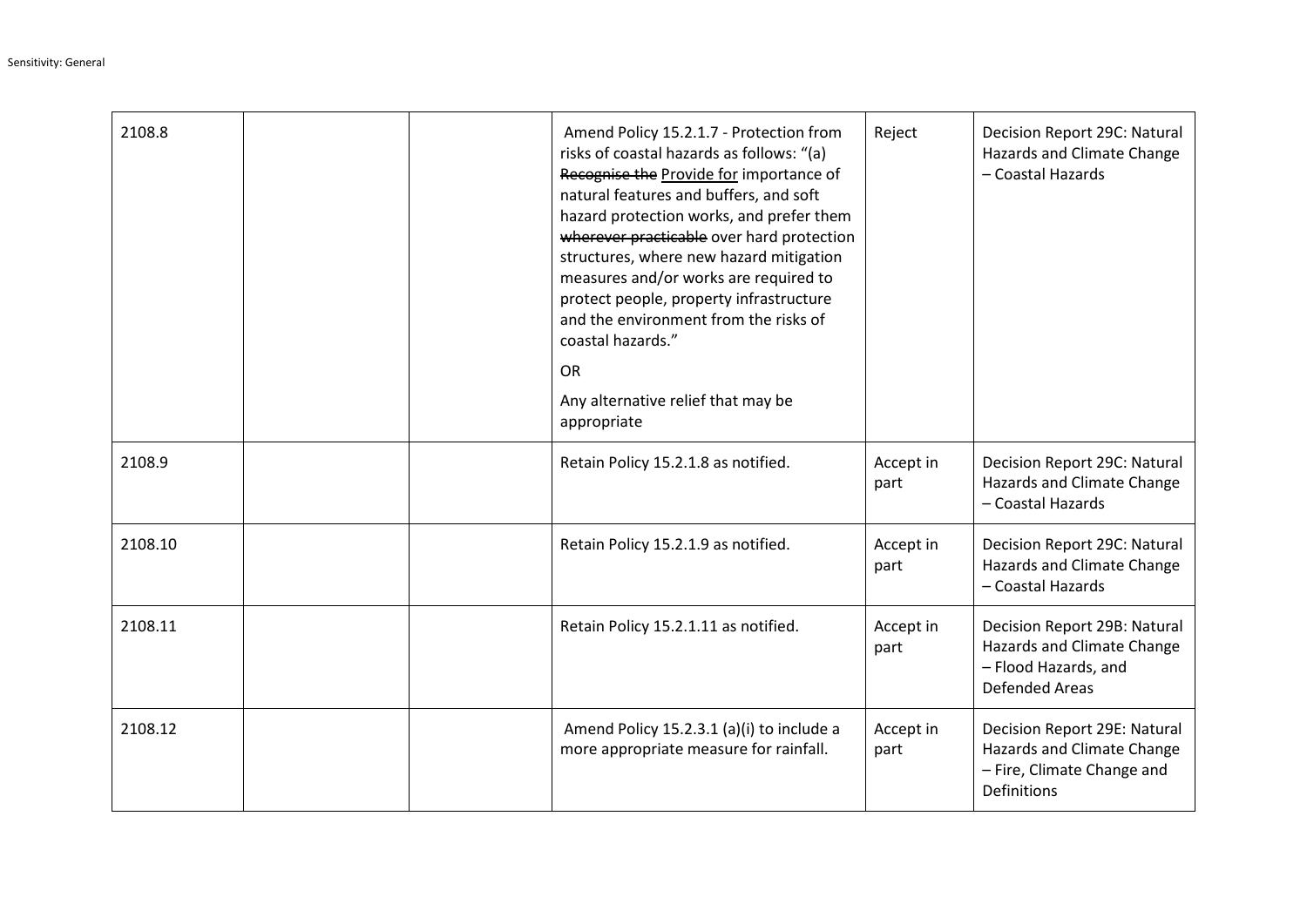| | | | | | |
|---|---|---|---|---|---|
| 2108.8 | | | Amend Policy 15.2.1.7 - Protection from risks of coastal hazards as follows: "(a) ~~Recognise the~~ <u>Provide for</u> importance of natural features and buffers, and soft hazard protection works, and prefer them ~~wherever practicable~~ over hard protection structures, where new hazard mitigation measures and/or works are required to protect people, property infrastructure and the environment from the risks of coastal hazards."<br><br>OR<br><br>Any alternative relief that may be appropriate | Reject | Decision Report 29C: Natural Hazards and Climate Change – Coastal Hazards |
| 2108.9 | | | Retain Policy 15.2.1.8 as notified. | Accept in part | Decision Report 29C: Natural Hazards and Climate Change – Coastal Hazards |
| 2108.10 | | | Retain Policy 15.2.1.9 as notified. | Accept in part | Decision Report 29C: Natural Hazards and Climate Change – Coastal Hazards |
| 2108.11 | | | Retain Policy 15.2.1.11 as notified. | Accept in part | Decision Report 29B: Natural Hazards and Climate Change – Flood Hazards, and Defended Areas |
| 2108.12 | | | Amend Policy 15.2.3.1 (a)(i) to include a more appropriate measure for rainfall. | Accept in part | Decision Report 29E: Natural Hazards and Climate Change – Fire, Climate Change and Definitions |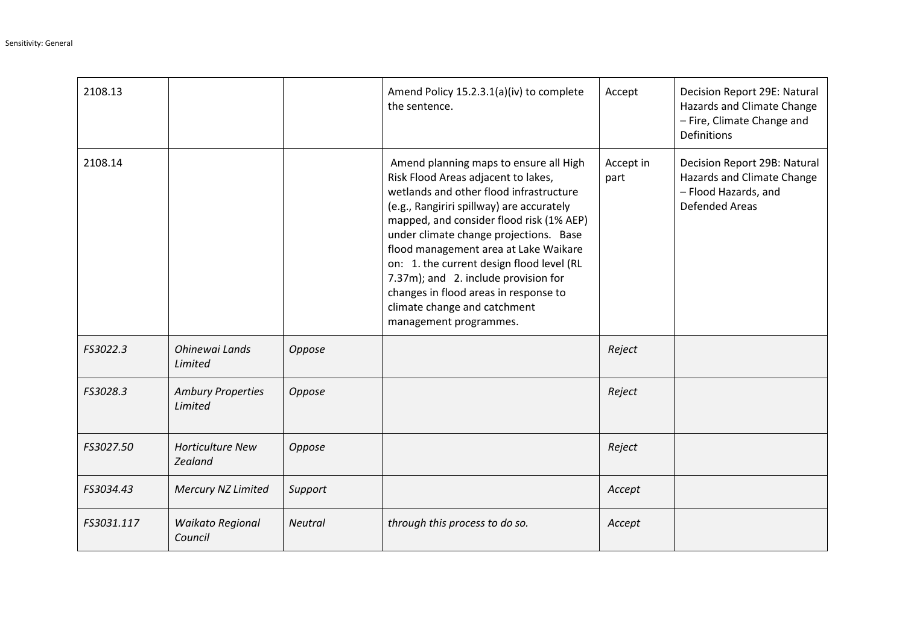| 2108.13 | | | Amend Policy 15.2.3.1(a)(iv) to complete the sentence. | Accept | Decision Report 29E: Natural Hazards and Climate Change – Fire, Climate Change and Definitions |
|---|---|---|---|---|---|
| 2108.14 | | | Amend planning maps to ensure all High Risk Flood Areas adjacent to lakes, wetlands and other flood infrastructure (e.g., Rangiriri spillway) are accurately mapped, and consider flood risk (1% AEP) under climate change projections. Base flood management area at Lake Waikare on: 1. the current design flood level (RL 7.37m); and 2. include provision for changes in flood areas in response to climate change and catchment management programmes. | Accept in part | Decision Report 29B: Natural Hazards and Climate Change – Flood Hazards, and Defended Areas |
| *FS3022.3* | *Ohinewai Lands Limited* | *Oppose* | | *Reject* | |
| *FS3028.3* | *Ambury Properties Limited* | *Oppose* | | *Reject* | |
| *FS3027.50* | *Horticulture New Zealand* | *Oppose* | | *Reject* | |
| *FS3034.43* | *Mercury NZ Limited* | *Support* | | *Accept* | |
| *FS3031.117* | *Waikato Regional Council* | *Neutral* | *through this process to do so.* | *Accept* | |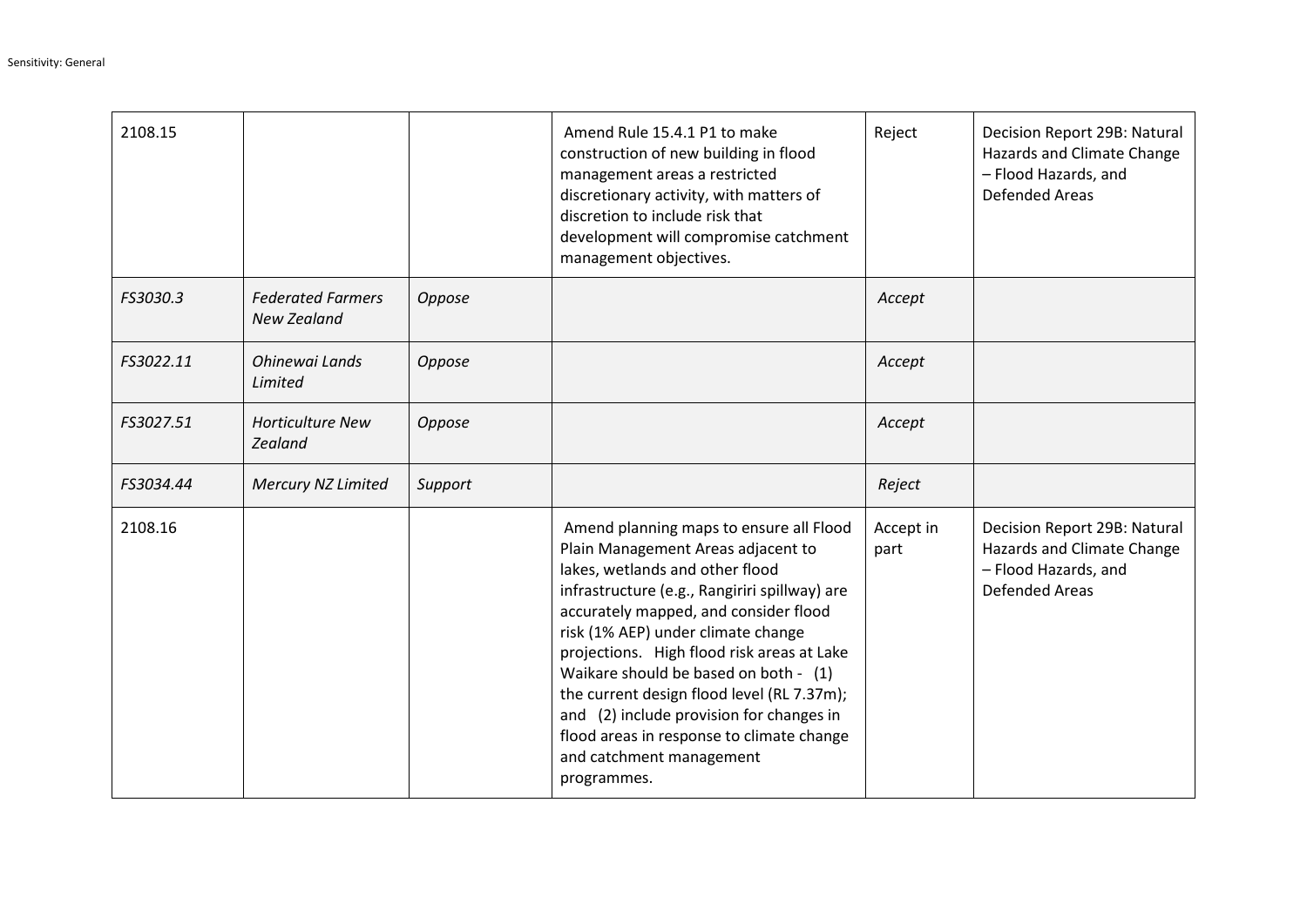| | | | | | |
|---|---|---|---|---|---|
| 2108.15 | | | Amend Rule 15.4.1 P1 to make construction of new building in flood management areas a restricted discretionary activity, with matters of discretion to include risk that development will compromise catchment management objectives. | Reject | Decision Report 29B: Natural Hazards and Climate Change – Flood Hazards, and Defended Areas |
| *FS3030.3* | *Federated Farmers New Zealand* | *Oppose* | | *Accept* | |
| *FS3022.11* | *Ohinewai Lands Limited* | *Oppose* | | *Accept* | |
| *FS3027.51* | *Horticulture New Zealand* | *Oppose* | | *Accept* | |
| *FS3034.44* | *Mercury NZ Limited* | *Support* | | *Reject* | |
| 2108.16 | | | Amend planning maps to ensure all Flood Plain Management Areas adjacent to lakes, wetlands and other flood infrastructure (e.g., Rangiriri spillway) are accurately mapped, and consider flood risk (1% AEP) under climate change projections. High flood risk areas at Lake Waikare should be based on both - (1) the current design flood level (RL 7.37m); and (2) include provision for changes in flood areas in response to climate change and catchment management programmes. | Accept in part | Decision Report 29B: Natural Hazards and Climate Change – Flood Hazards, and Defended Areas |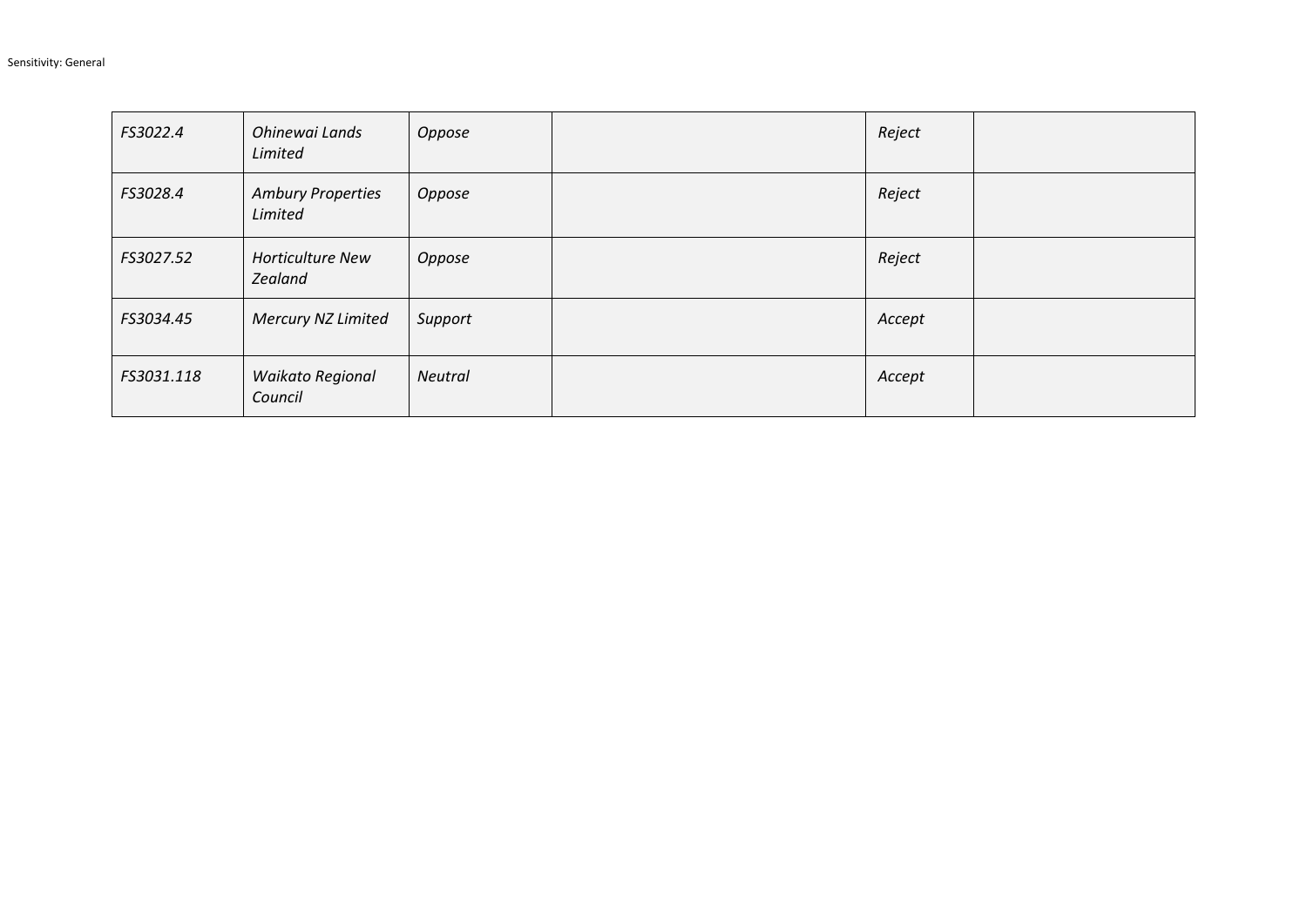| | | | | | |
|---|---|---|---|---|---|
| *FS3022.4* | *Ohinewai Lands Limited* | *Oppose* | | *Reject* | |
| *FS3028.4* | *Ambury Properties Limited* | *Oppose* | | *Reject* | |
| *FS3027.52* | *Horticulture New Zealand* | *Oppose* | | *Reject* | |
| *FS3034.45* | *Mercury NZ Limited* | *Support* | | *Accept* | |
| *FS3031.118* | *Waikato Regional Council* | *Neutral* | | *Accept* | |